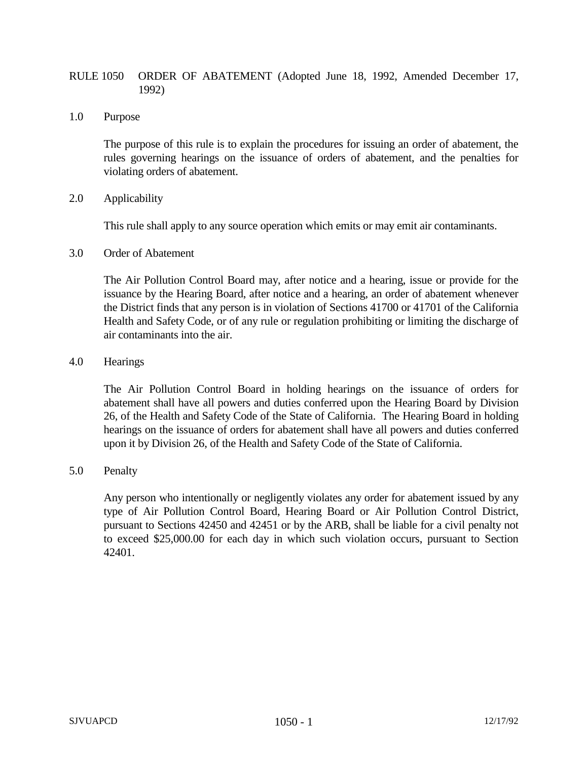# RULE 1050 ORDER OF ABATEMENT (Adopted June 18, 1992, Amended December 17, 1992)

## 1.0 Purpose

The purpose of this rule is to explain the procedures for issuing an order of abatement, the rules governing hearings on the issuance of orders of abatement, and the penalties for violating orders of abatement.

## 2.0 Applicability

This rule shall apply to any source operation which emits or may emit air contaminants.

## 3.0 Order of Abatement

The Air Pollution Control Board may, after notice and a hearing, issue or provide for the issuance by the Hearing Board, after notice and a hearing, an order of abatement whenever the District finds that any person is in violation of Sections 41700 or 41701 of the California Health and Safety Code, or of any rule or regulation prohibiting or limiting the discharge of air contaminants into the air.

## 4.0 Hearings

The Air Pollution Control Board in holding hearings on the issuance of orders for abatement shall have all powers and duties conferred upon the Hearing Board by Division 26, of the Health and Safety Code of the State of California. The Hearing Board in holding hearings on the issuance of orders for abatement shall have all powers and duties conferred upon it by Division 26, of the Health and Safety Code of the State of California.

## 5.0 Penalty

Any person who intentionally or negligently violates any order for abatement issued by any type of Air Pollution Control Board, Hearing Board or Air Pollution Control District, pursuant to Sections 42450 and 42451 or by the ARB, shall be liable for a civil penalty not to exceed $25,000.00 for each day in which such violation occurs, pursuant to Section 42401.